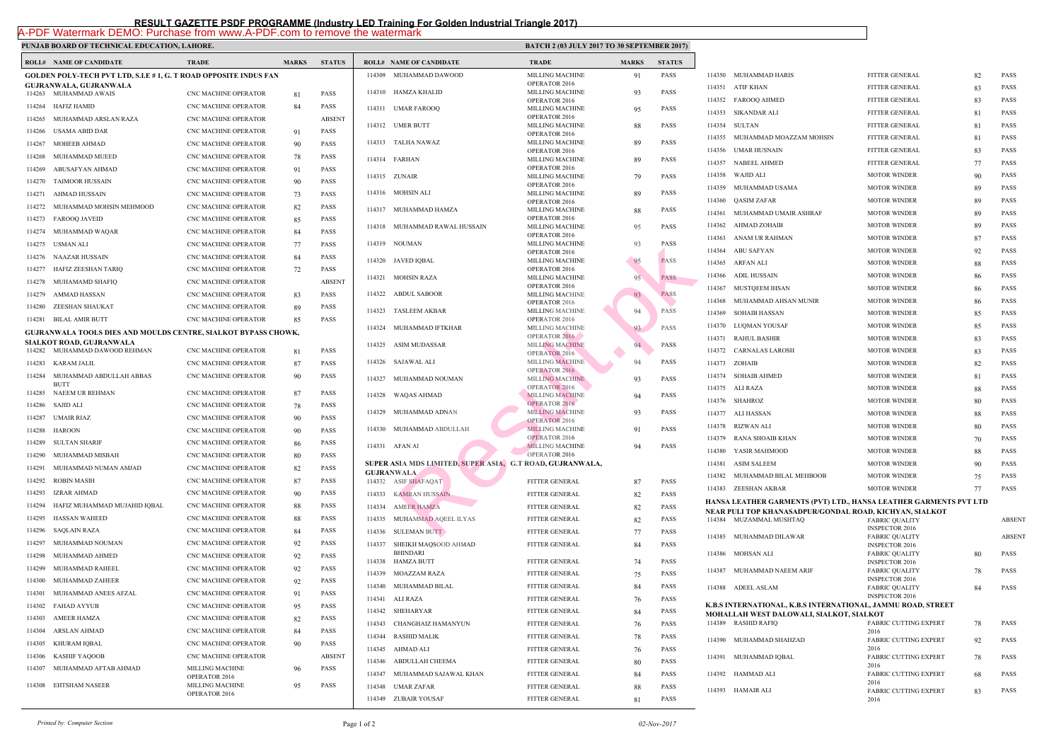# RESULT GAZETTE PSDF PROGRAMME (Industry LED Training For Golden Industrial Triangle 2017)

A-PDF Watermark DEMO: Purchase from www.A-PDF.com to remove the watermark

**PUNJAB BOARD OF TECHNICAL EDUCATION, LAHORE.** **BATCH 2 (03 JULY 2017 TO 30 SEPTEMBER 2017)**

| ROLL# | NAME OF CANDIDATE | TRADE | MARKS | STATUS |
|---|---|---|---|---|
| **GOLDEN POLY-TECH PVT LTD, S.I.E # 1, G. T ROAD OPPOSITE INDUS FAN GUJRANWALA, GUJRANWALA** | | | | |
| 114263 | MUHAMMAD AWAIS | CNC MACHINE OPERATOR | 81 | PASS |
| 114264 | HAFIZ HAMID | CNC MACHINE OPERATOR | 84 | PASS |
| 114265 | MUHAMMAD ARSLAN RAZA | CNC MACHINE OPERATOR | | ABSENT |
| 114266 | USAMA ABID DAR | CNC MACHINE OPERATOR | 91 | PASS |
| 114267 | MOHEEB AHMAD | CNC MACHINE OPERATOR | 90 | PASS |
| 114268 | MUHAMMAD MUEED | CNC MACHINE OPERATOR | 78 | PASS |
| 114269 | ABUSAFYAN AHMAD | CNC MACHINE OPERATOR | 91 | PASS |
| 114270 | TAIMOOR HUSSAIN | CNC MACHINE OPERATOR | 90 | PASS |
| 114271 | AHMAD HUSSAIN | CNC MACHINE OPERATOR | 73 | PASS |
| 114272 | MUHAMMAD MOHSIN MEHMOOD | CNC MACHINE OPERATOR | 82 | PASS |
| 114273 | FAROOQ JAVEID | CNC MACHINE OPERATOR | 85 | PASS |
| 114274 | MUHAMMAD WAQAR | CNC MACHINE OPERATOR | 84 | PASS |
| 114275 | USMAN ALI | CNC MACHINE OPERATOR | 77 | PASS |
| 114276 | NAAZAR HUSSAIN | CNC MACHINE OPERATOR | 84 | PASS |
| 114277 | HAFIZ ZEESHAN TARIQ | CNC MACHINE OPERATOR | 72 | PASS |
| 114278 | MUHAMAMD SHAFIQ | CNC MACHINE OPERATOR | | ABSENT |
| 114279 | AMMAD HASSAN | CNC MACHINE OPERATOR | 83 | PASS |
| 114280 | ZEESHAN SHAUKAT | CNC MACHINE OPERATOR | 89 | PASS |
| 114281 | BILAL AMIR BUTT | CNC MACHINE OPERATOR | 85 | PASS |
| **GUJRANWALA TOOLS DIES AND MOULDS CENTRE, SIALKOT BYPASS CHOWK, SIALKOT ROAD, GUJRANWALA** | | | | |
| 114282 | MUHAMMAD DAWOOD REHMAN | CNC MACHINE OPERATOR | 81 | PASS |
| 114283 | KARAM JALIL | CNC MACHINE OPERATOR | 87 | PASS |
| 114284 | MUHAMMAD ABDULLAH ABBAS BUTT | CNC MACHINE OPERATOR | 90 | PASS |
| 114285 | NAEEM UR REHMAN | CNC MACHINE OPERATOR | 87 | PASS |
| 114286 | SAJID ALI | CNC MACHINE OPERATOR | 78 | PASS |
| 114287 | UMAIR RIAZ | CNC MACHINE OPERATOR | 90 | PASS |
| 114288 | HAROON | CNC MACHINE OPERATOR | 90 | PASS |
| 114289 | SULTAN SHARIF | CNC MACHINE OPERATOR | 86 | PASS |
| 114290 | MUHAMMAD MISBAH | CNC MACHINE OPERATOR | 80 | PASS |
| 114291 | MUHAMMAD NUMAN AMJAD | CNC MACHINE OPERATOR | 82 | PASS |
| 114292 | ROBIN MASIH | CNC MACHINE OPERATOR | 87 | PASS |
| 114293 | IZRAR AHMAD | CNC MACHINE OPERATOR | 90 | PASS |
| 114294 | HAFIZ MUHAMMAD MUJAHID IQBAL | CNC MACHINE OPERATOR | 88 | PASS |
| 114295 | HASSAN WAHEED | CNC MACHINE OPERATOR | 88 | PASS |
| 114296 | SAQLAIN RAZA | CNC MACHINE OPERATOR | 84 | PASS |
| 114297 | MUHAMMAD NOUMAN | CNC MACHINE OPERATOR | 92 | PASS |
| 114298 | MUHAMMAD AHMED | CNC MACHINE OPERATOR | 92 | PASS |
| 114299 | MUHAMMAD RAHEEL | CNC MACHINE OPERATOR | 92 | PASS |
| 114300 | MUHAMMAD ZAHEER | CNC MACHINE OPERATOR | 92 | PASS |
| 114301 | MUHAMMAD ANEES AFZAL | CNC MACHINE OPERATOR | 91 | PASS |
| 114302 | FAHAD AYYUB | CNC MACHINE OPERATOR | 95 | PASS |
| 114303 | AMEER HAMZA | CNC MACHINE OPERATOR | 82 | PASS |
| 114304 | ARSLAN AHMAD | CNC MACHINE OPERATOR | 84 | PASS |
| 114305 | KHURAM IQBAL | CNC MACHINE OPERATOR | 90 | PASS |
| 114306 | KASHIF YAQOOB | CNC MACHINE OPERATOR | | ABSENT |
| 114307 | MUHAMMAD AFTAB AHMAD | MILLING MACHINE OPERATOR 2016 | 96 | PASS |
| 114308 | EHTSHAM NASEER | MILLING MACHINE OPERATOR 2016 | 95 | PASS |
| 114309 | MUHAMMAD DAWOOD | MILLING MACHINE OPERATOR 2016 | 91 | PASS |
| 114310 | HAMZA KHALID | MILLING MACHINE OPERATOR 2016 | 93 | PASS |
| 114311 | UMAR FAROOQ | MILLING MACHINE OPERATOR 2016 | 95 | PASS |
| 114312 | UMER BUTT | MILLING MACHINE OPERATOR 2016 | 88 | PASS |
| 114313 | TALHA NAWAZ | MILLING MACHINE OPERATOR 2016 | 89 | PASS |
| 114314 | FARHAN | MILLING MACHINE OPERATOR 2016 | 89 | PASS |
| 114315 | ZUNAIR | MILLING MACHINE OPERATOR 2016 | 79 | PASS |
| 114316 | MOHSIN ALI | MILLING MACHINE OPERATOR 2016 | 89 | PASS |
| 114317 | MUHAMMAD HAMZA | MILLING MACHINE OPERATOR 2016 | 88 | PASS |
| 114318 | MUHAMMAD RAWAL HUSSAIN | MILLING MACHINE OPERATOR 2016 | 95 | PASS |
| 114319 | NOUMAN | MILLING MACHINE OPERATOR 2016 | 93 | PASS |
| 114320 | JAVED IQBAL | MILLING MACHINE OPERATOR 2016 | 95 | PASS |
| 114321 | MOHSIN RAZA | MILLING MACHINE OPERATOR 2016 | 95 | PASS |
| 114322 | ABDUL SABOOR | MILLING MACHINE OPERATOR 2016 | 93 | PASS |
| 114323 | TASLEEM AKBAR | MILLING MACHINE OPERATOR 2016 | 94 | PASS |
| 114324 | MUHAMMAD IFTKHAR | MILLING MACHINE OPERATOR 2016 | 93 | PASS |
| 114325 | ASIM MUDASSAR | MILLING MACHINE OPERATOR 2016 | 94 | PASS |
| 114326 | SAJAWAL ALI | MILLING MACHINE OPERATOR 2016 | 94 | PASS |
| 114327 | MUHAMMAD NOUMAN | MILLING MACHINE OPERATOR 2016 | 93 | PASS |
| 114328 | WAQAS AHMAD | MILLING MACHINE OPERATOR 2016 | 94 | PASS |
| 114329 | MUHAMMAD ADNAN | MILLING MACHINE OPERATOR 2016 | 93 | PASS |
| 114330 | MUHAMMAD ABDULLAH | MILLING MACHINE OPERATOR 2016 | 91 | PASS |
| 114331 | AFAN AI | MILLING MACHINE OPERATOR 2016 | 94 | PASS |
| **SUPER ASIA MDS LIMITED, SUPER ASIA, G.T ROAD, GUJRANWALA, GUJRANWALA** | | | | |
| 114332 | ASIF SHAFAQAT | FITTER GENERAL | 87 | PASS |
| 114333 | KAMRAN HUSSAIN | FITTER GENERAL | 82 | PASS |
| 114334 | AMEER HAMZA | FITTER GENERAL | 82 | PASS |
| 114335 | MUHAMMAD AQEEL ILYAS | FITTER GENERAL | 82 | PASS |
| 114336 | SULEMAN BUTT | FITTER GENERAL | 77 | PASS |
| 114337 | SHEIKH MAQSOOD AHMAD BHINDARI | FITTER GENERAL | 84 | PASS |
| 114338 | HAMZA BUTT | FITTER GENERAL | 74 | PASS |
| 114339 | MOAZZAM RAZA | FITTER GENERAL | 75 | PASS |
| 114340 | MUHAMMAD BILAL | FITTER GENERAL | 84 | PASS |
| 114341 | ALI RAZA | FITTER GENERAL | 76 | PASS |
| 114342 | SHEHARYAR | FITTER GENERAL | 84 | PASS |
| 114343 | CHANGHAIZ HAMANYUN | FITTER GENERAL | 76 | PASS |
| 114344 | RASHID MALIK | FITTER GENERAL | 78 | PASS |
| 114345 | AHMAD ALI | FITTER GENERAL | 76 | PASS |
| 114346 | ABDULLAH CHEEMA | FITTER GENERAL | 80 | PASS |
| 114347 | MUHAMMAD SAJAWAL KHAN | FITTER GENERAL | 84 | PASS |
| 114348 | UMAR ZAFAR | FITTER GENERAL | 88 | PASS |
| 114349 | ZUBAIR YOUSAF | FITTER GENERAL | 81 | PASS |
| 114350 | MUHAMMAD HARIS | FITTER GENERAL | 82 | PASS |
| 114351 | ATIF KHAN | FITTER GENERAL | 83 | PASS |
| 114352 | FAROOQ AHMED | FITTER GENERAL | 83 | PASS |
| 114353 | SIKANDAR ALI | FITTER GENERAL | 81 | PASS |
| 114354 | SULTAN | FITTER GENERAL | 81 | PASS |
| 114355 | MUHAMMAD MOAZZAM MOHSIN | FITTER GENERAL | 81 | PASS |
| 114356 | UMAR HUSNAIN | FITTER GENERAL | 83 | PASS |
| 114357 | NABEEL AHMED | FITTER GENERAL | 77 | PASS |
| 114358 | WAJID ALI | MOTOR WINDER | 90 | PASS |
| 114359 | MUHAMMAD USAMA | MOTOR WINDER | 89 | PASS |
| 114360 | QASIM ZAFAR | MOTOR WINDER | 89 | PASS |
| 114361 | MUHAMMAD UMAIR ASHRAF | MOTOR WINDER | 89 | PASS |
| 114362 | AHMAD ZOHAIB | MOTOR WINDER | 89 | PASS |
| 114363 | ANAM UR RAHMAN | MOTOR WINDER | 87 | PASS |
| 114364 | ABU SAFYAN | MOTOR WINDER | 92 | PASS |
| 114365 | ARFAN ALI | MOTOR WINDER | 88 | PASS |
| 114366 | ADIL HUSSAIN | MOTOR WINDER | 86 | PASS |
| 114367 | MUSTQEEM IHSAN | MOTOR WINDER | 86 | PASS |
| 114368 | MUHAMMAD AHSAN MUNIR | MOTOR WINDER | 86 | PASS |
| 114369 | SOHAIB HASSAN | MOTOR WINDER | 85 | PASS |
| 114370 | LUQMAN YOUSAF | MOTOR WINDER | 85 | PASS |
| 114371 | RAHUL BASHIR | MOTOR WINDER | 83 | PASS |
| 114372 | CARNALAS LAROSH | MOTOR WINDER | 83 | PASS |
| 114373 | ZOHAIB | MOTOR WINDER | 82 | PASS |
| 114374 | SOHAIB AHMED | MOTOR WINDER | 81 | PASS |
| 114375 | ALI RAZA | MOTOR WINDER | 88 | PASS |
| 114376 | SHAHROZ | MOTOR WINDER | 80 | PASS |
| 114377 | ALI HASSAN | MOTOR WINDER | 88 | PASS |
| 114378 | RIZWAN ALI | MOTOR WINDER | 80 | PASS |
| 114379 | RANA SHOAIB KHAN | MOTOR WINDER | 70 | PASS |
| 114380 | YASIR MAHMOOD | MOTOR WINDER | 88 | PASS |
| 114381 | ASIM SALEEM | MOTOR WINDER | 90 | PASS |
| 114382 | MUHAMMAD BILAL MEHBOOB | MOTOR WINDER | 75 | PASS |
| 114383 | ZEESHAN AKBAR | MOTOR WINDER | 77 | PASS |
| **HANSA LEATHER GARMENTS (PVT) LTD., HANSA LEATHER GARMENTS PVT LTD NEAR PULI TOP KHANASADPUR/GONDAL ROAD, KICHYAN, SIALKOT** | | | | |
| 114384 | MUZAMMAL MUSHTAQ | FABRIC QUALITY INSPECTOR 2016 | | ABSENT |
| 114385 | MUHAMMAD DILAWAR | FABRIC QUALITY INSPECTOR 2016 | | ABSENT |
| 114386 | MOHSAN ALI | FABRIC QUALITY INSPECTOR 2016 | 80 | PASS |
| 114387 | MUHAMMAD NAEEM ARIF | FABRIC QUALITY INSPECTOR 2016 | 78 | PASS |
| 114388 | ADEEL ASLAM | FABRIC QUALITY INSPECTOR 2016 | 84 | PASS |
| **K.B.S INTERNATIONAL, K.B.S INTERNATIONAL, JAMMU ROAD, STREET MOHALLAH WEST DALOWALI, SIALKOT, SIALKOT** | | | | |
| 114389 | RASHID RAFIQ | FABRIC CUTTING EXPERT 2016 | 78 | PASS |
| 114390 | MUHAMMAD SHAHZAD | FABRIC CUTTING EXPERT 2016 | 92 | PASS |
| 114391 | MUHAMMAD IQBAL | FABRIC CUTTING EXPERT 2016 | 78 | PASS |
| 114392 | HAMMAD ALI | FABRIC CUTTING EXPERT 2016 | 68 | PASS |
| 114393 | HAMAIR ALI | FABRIC CUTTING EXPERT 2016 | 83 | PASS |

*Printed by: Computer Section* *02-Nov-2017*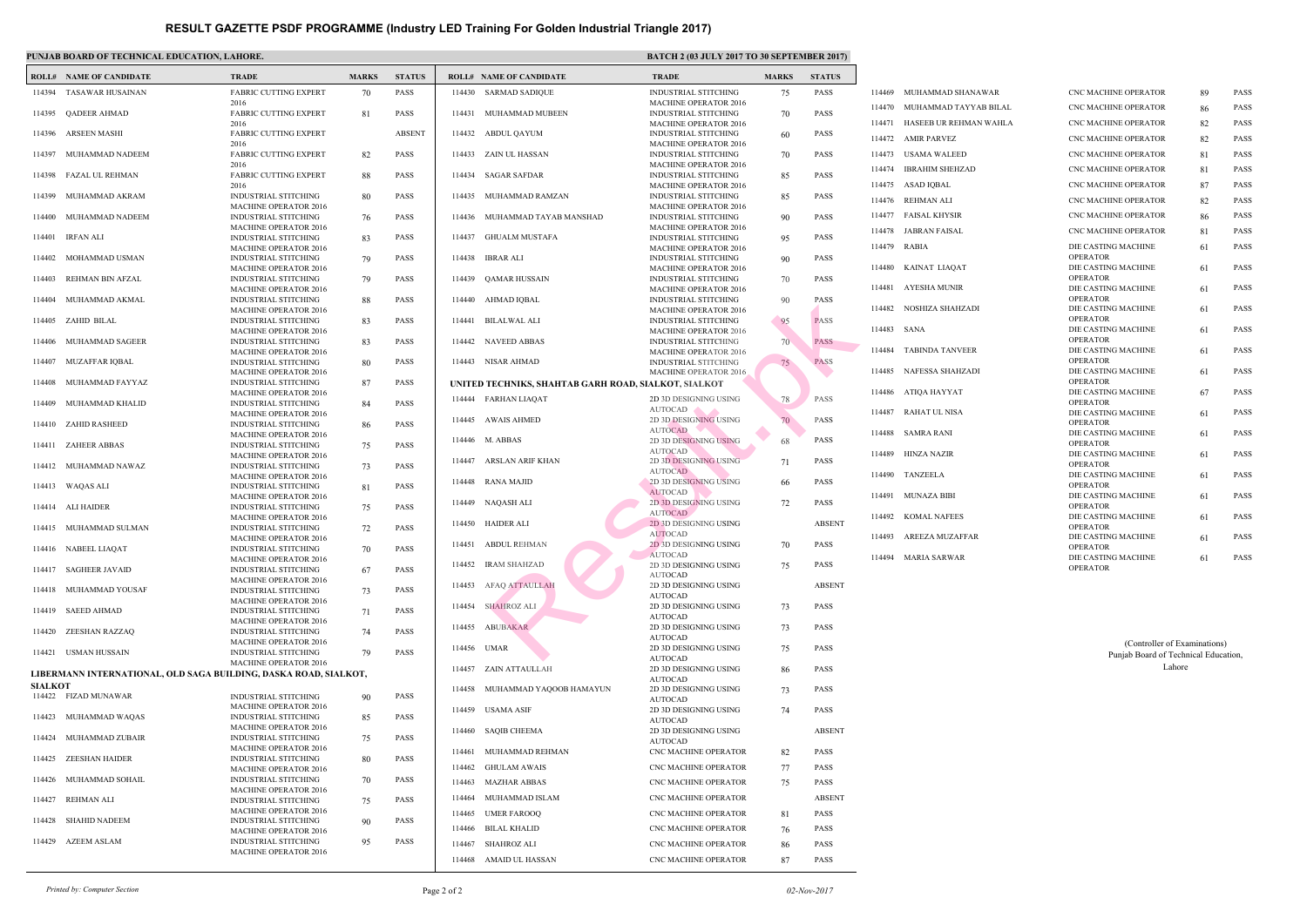# RESULT GAZETTE PSDF PROGRAMME (Industry LED Training For Golden Industrial Triangle 2017)

**PUNJAB BOARD OF TECHNICAL EDUCATION, LAHORE.**

**BATCH 2 (03 JULY 2017 TO 30 SEPTEMBER 2017)**

| ROLL# | NAME OF CANDIDATE | TRADE | MARKS | STATUS |
|---|---|---|---|---|
| 114394 | TASAWAR HUSAINAN | FABRIC CUTTING EXPERT 2016 | 70 | PASS |
| 114395 | QADEER AHMAD | FABRIC CUTTING EXPERT 2016 | 81 | PASS |
| 114396 | ARSEEN MASHI | FABRIC CUTTING EXPERT 2016 | | ABSENT |
| 114397 | MUHAMMAD NADEEM | FABRIC CUTTING EXPERT 2016 | 82 | PASS |
| 114398 | FAZAL UL REHMAN | FABRIC CUTTING EXPERT 2016 | 88 | PASS |
| 114399 | MUHAMMAD AKRAM | INDUSTRIAL STITCHING MACHINE OPERATOR 2016 | 80 | PASS |
| 114400 | MUHAMMAD NADEEM | INDUSTRIAL STITCHING MACHINE OPERATOR 2016 | 76 | PASS |
| 114401 | IRFAN ALI | INDUSTRIAL STITCHING MACHINE OPERATOR 2016 | 83 | PASS |
| 114402 | MOHAMMAD USMAN | INDUSTRIAL STITCHING MACHINE OPERATOR 2016 | 79 | PASS |
| 114403 | REHMAN BIN AFZAL | INDUSTRIAL STITCHING MACHINE OPERATOR 2016 | 79 | PASS |
| 114404 | MUHAMMAD AKMAL | INDUSTRIAL STITCHING MACHINE OPERATOR 2016 | 88 | PASS |
| 114405 | ZAHID BILAL | INDUSTRIAL STITCHING MACHINE OPERATOR 2016 | 83 | PASS |
| 114406 | MUHAMMAD SAGEER | INDUSTRIAL STITCHING MACHINE OPERATOR 2016 | 83 | PASS |
| 114407 | MUZAFFAR IQBAL | INDUSTRIAL STITCHING MACHINE OPERATOR 2016 | 80 | PASS |
| 114408 | MUHAMMAD FAYYAZ | INDUSTRIAL STITCHING MACHINE OPERATOR 2016 | 87 | PASS |
| 114409 | MUHAMMAD KHALID | INDUSTRIAL STITCHING MACHINE OPERATOR 2016 | 84 | PASS |
| 114410 | ZAHID RASHEED | INDUSTRIAL STITCHING MACHINE OPERATOR 2016 | 86 | PASS |
| 114411 | ZAHEER ABBAS | INDUSTRIAL STITCHING MACHINE OPERATOR 2016 | 75 | PASS |
| 114412 | MUHAMMAD NAWAZ | INDUSTRIAL STITCHING MACHINE OPERATOR 2016 | 73 | PASS |
| 114413 | WAQAS ALI | INDUSTRIAL STITCHING MACHINE OPERATOR 2016 | 81 | PASS |
| 114414 | ALI HAIDER | INDUSTRIAL STITCHING MACHINE OPERATOR 2016 | 75 | PASS |
| 114415 | MUHAMMAD SULMAN | INDUSTRIAL STITCHING MACHINE OPERATOR 2016 | 72 | PASS |
| 114416 | NABEEL LIAQAT | INDUSTRIAL STITCHING MACHINE OPERATOR 2016 | 70 | PASS |
| 114417 | SAGHEER JAVAID | INDUSTRIAL STITCHING MACHINE OPERATOR 2016 | 67 | PASS |
| 114418 | MUHAMMAD YOUSAF | INDUSTRIAL STITCHING MACHINE OPERATOR 2016 | 73 | PASS |
| 114419 | SAEED AHMAD | INDUSTRIAL STITCHING MACHINE OPERATOR 2016 | 71 | PASS |
| 114420 | ZEESHAN RAZZAQ | INDUSTRIAL STITCHING MACHINE OPERATOR 2016 | 74 | PASS |
| 114421 | USMAN HUSSAIN | INDUSTRIAL STITCHING MACHINE OPERATOR 2016 | 79 | PASS |

**LIBERMANN INTERNATIONAL, OLD SAGA BUILDING, DASKA ROAD, SIALKOT, SIALKOT**

| ROLL# | NAME OF CANDIDATE | TRADE | MARKS | STATUS |
|---|---|---|---|---|
| 114422 | FIZAD MUNAWAR | INDUSTRIAL STITCHING MACHINE OPERATOR 2016 | 90 | PASS |
| 114423 | MUHAMMAD WAQAS | INDUSTRIAL STITCHING MACHINE OPERATOR 2016 | 85 | PASS |
| 114424 | MUHAMMAD ZUBAIR | INDUSTRIAL STITCHING MACHINE OPERATOR 2016 | 75 | PASS |
| 114425 | ZEESHAN HAIDER | INDUSTRIAL STITCHING MACHINE OPERATOR 2016 | 80 | PASS |
| 114426 | MUHAMMAD SOHAIL | INDUSTRIAL STITCHING MACHINE OPERATOR 2016 | 70 | PASS |
| 114427 | REHMAN ALI | INDUSTRIAL STITCHING MACHINE OPERATOR 2016 | 75 | PASS |
| 114428 | SHAHID NADEEM | INDUSTRIAL STITCHING MACHINE OPERATOR 2016 | 90 | PASS |
| 114429 | AZEEM ASLAM | INDUSTRIAL STITCHING MACHINE OPERATOR 2016 | 95 | PASS |
| 114430 | SARMAD SADIQUE | INDUSTRIAL STITCHING MACHINE OPERATOR 2016 | 75 | PASS |
| 114431 | MUHAMMAD MUBEEN | INDUSTRIAL STITCHING MACHINE OPERATOR 2016 | 70 | PASS |
| 114432 | ABDUL QAYUM | INDUSTRIAL STITCHING MACHINE OPERATOR 2016 | 60 | PASS |
| 114433 | ZAIN UL HASSAN | INDUSTRIAL STITCHING MACHINE OPERATOR 2016 | 70 | PASS |
| 114434 | SAGAR SAFDAR | INDUSTRIAL STITCHING MACHINE OPERATOR 2016 | 85 | PASS |
| 114435 | MUHAMMAD RAMZAN | INDUSTRIAL STITCHING MACHINE OPERATOR 2016 | 85 | PASS |
| 114436 | MUHAMMAD TAYAB MANSHAD | INDUSTRIAL STITCHING MACHINE OPERATOR 2016 | 90 | PASS |
| 114437 | GHUALM MUSTAFA | INDUSTRIAL STITCHING MACHINE OPERATOR 2016 | 95 | PASS |
| 114438 | IBRAR ALI | INDUSTRIAL STITCHING MACHINE OPERATOR 2016 | 90 | PASS |
| 114439 | QAMAR HUSSAIN | INDUSTRIAL STITCHING MACHINE OPERATOR 2016 | 70 | PASS |
| 114440 | AHMAD IQBAL | INDUSTRIAL STITCHING MACHINE OPERATOR 2016 | 90 | PASS |
| 114441 | BILALWAL ALI | INDUSTRIAL STITCHING MACHINE OPERATOR 2016 | 95 | PASS |
| 114442 | NAVEED ABBAS | INDUSTRIAL STITCHING MACHINE OPERATOR 2016 | 70 | PASS |
| 114443 | NISAR AHMAD | INDUSTRIAL STITCHING MACHINE OPERATOR 2016 | 75 | PASS |

**UNITED TECHNIKS, SHAHTAB GARH ROAD, SIALKOT, SIALKOT**

| ROLL# | NAME OF CANDIDATE | TRADE | MARKS | STATUS |
|---|---|---|---|---|
| 114444 | FARHAN LIAQAT | 2D 3D DESIGNING USING AUTOCAD | 78 | PASS |
| 114445 | AWAIS AHMED | 2D 3D DESIGNING USING AUTOCAD | 70 | PASS |
| 114446 | M. ABBAS | 2D 3D DESIGNING USING AUTOCAD | 68 | PASS |
| 114447 | ARSLAN ARIF KHAN | 2D 3D DESIGNING USING AUTOCAD | 71 | PASS |
| 114448 | RANA MAJID | 2D 3D DESIGNING USING AUTOCAD | 66 | PASS |
| 114449 | NAQASH ALI | 2D 3D DESIGNING USING AUTOCAD | 72 | PASS |
| 114450 | HAIDER ALI | 2D 3D DESIGNING USING AUTOCAD | | ABSENT |
| 114451 | ABDUL REHMAN | 2D 3D DESIGNING USING AUTOCAD | 70 | PASS |
| 114452 | IRAM SHAHZAD | 2D 3D DESIGNING USING AUTOCAD | 75 | PASS |
| 114453 | AFAQ ATTAULLAH | 2D 3D DESIGNING USING AUTOCAD | | ABSENT |
| 114454 | SHAHROZ ALI | 2D 3D DESIGNING USING AUTOCAD | 73 | PASS |
| 114455 | ABUBAKAR | 2D 3D DESIGNING USING AUTOCAD | 73 | PASS |
| 114456 | UMAR | 2D 3D DESIGNING USING AUTOCAD | 75 | PASS |
| 114457 | ZAIN ATTAULLAH | 2D 3D DESIGNING USING AUTOCAD | 86 | PASS |
| 114458 | MUHAMMAD YAQOOB HAMAYUN | 2D 3D DESIGNING USING AUTOCAD | 73 | PASS |
| 114459 | USAMA ASIF | 2D 3D DESIGNING USING AUTOCAD | 74 | PASS |
| 114460 | SAQIB CHEEMA | 2D 3D DESIGNING USING AUTOCAD | | ABSENT |
| 114461 | MUHAMMAD REHMAN | CNC MACHINE OPERATOR | 82 | PASS |
| 114462 | GHULAM AWAIS | CNC MACHINE OPERATOR | 77 | PASS |
| 114463 | MAZHAR ABBAS | CNC MACHINE OPERATOR | 75 | PASS |
| 114464 | MUHAMMAD ISLAM | CNC MACHINE OPERATOR | | ABSENT |
| 114465 | UMER FAROOQ | CNC MACHINE OPERATOR | 81 | PASS |
| 114466 | BILAL KHALID | CNC MACHINE OPERATOR | 76 | PASS |
| 114467 | SHAHROZ ALI | CNC MACHINE OPERATOR | 86 | PASS |
| 114468 | AMAID UL HASSAN | CNC MACHINE OPERATOR | 87 | PASS |
| 114469 | MUHAMMAD SHANAWAR | CNC MACHINE OPERATOR | 89 | PASS |
| 114470 | MUHAMMAD TAYYAB BILAL | CNC MACHINE OPERATOR | 86 | PASS |
| 114471 | HASEEB UR REHMAN WAHLA | CNC MACHINE OPERATOR | 82 | PASS |
| 114472 | AMIR PARVEZ | CNC MACHINE OPERATOR | 82 | PASS |
| 114473 | USAMA WALEED | CNC MACHINE OPERATOR | 81 | PASS |
| 114474 | IBRAHIM SHEHZAD | CNC MACHINE OPERATOR | 81 | PASS |
| 114475 | ASAD IQBAL | CNC MACHINE OPERATOR | 87 | PASS |
| 114476 | REHMAN ALI | CNC MACHINE OPERATOR | 82 | PASS |
| 114477 | FAISAL KHYSIR | CNC MACHINE OPERATOR | 86 | PASS |
| 114478 | JABRAN FAISAL | CNC MACHINE OPERATOR | 81 | PASS |
| 114479 | RABIA | DIE CASTING MACHINE OPERATOR | 61 | PASS |
| 114480 | KAINAT LIAQAT | DIE CASTING MACHINE OPERATOR | 61 | PASS |
| 114481 | AYESHA MUNIR | DIE CASTING MACHINE OPERATOR | 61 | PASS |
| 114482 | NOSHIZA SHAHZADI | DIE CASTING MACHINE OPERATOR | 61 | PASS |
| 114483 | SANA | DIE CASTING MACHINE OPERATOR | 61 | PASS |
| 114484 | TABINDA TANVEER | DIE CASTING MACHINE OPERATOR | 61 | PASS |
| 114485 | NAFESSA SHAHZADI | DIE CASTING MACHINE OPERATOR | 61 | PASS |
| 114486 | ATIQA HAYYAT | DIE CASTING MACHINE OPERATOR | 67 | PASS |
| 114487 | RAHAT UL NISA | DIE CASTING MACHINE OPERATOR | 61 | PASS |
| 114488 | SAMRA RANI | DIE CASTING MACHINE OPERATOR | 61 | PASS |
| 114489 | HINZA NAZIR | DIE CASTING MACHINE OPERATOR | 61 | PASS |
| 114490 | TANZEELA | DIE CASTING MACHINE OPERATOR | 61 | PASS |
| 114491 | MUNAZA BIBI | DIE CASTING MACHINE OPERATOR | 61 | PASS |
| 114492 | KOMAL NAFEES | DIE CASTING MACHINE OPERATOR | 61 | PASS |
| 114493 | AREEZA MUZAFFAR | DIE CASTING MACHINE OPERATOR | 61 | PASS |
| 114494 | MARIA SARWAR | DIE CASTING MACHINE OPERATOR | 61 | PASS |

(Controller of Examinations)
Punjab Board of Technical Education,
Lahore

Printed by: Computer Section

02-Nov-2017